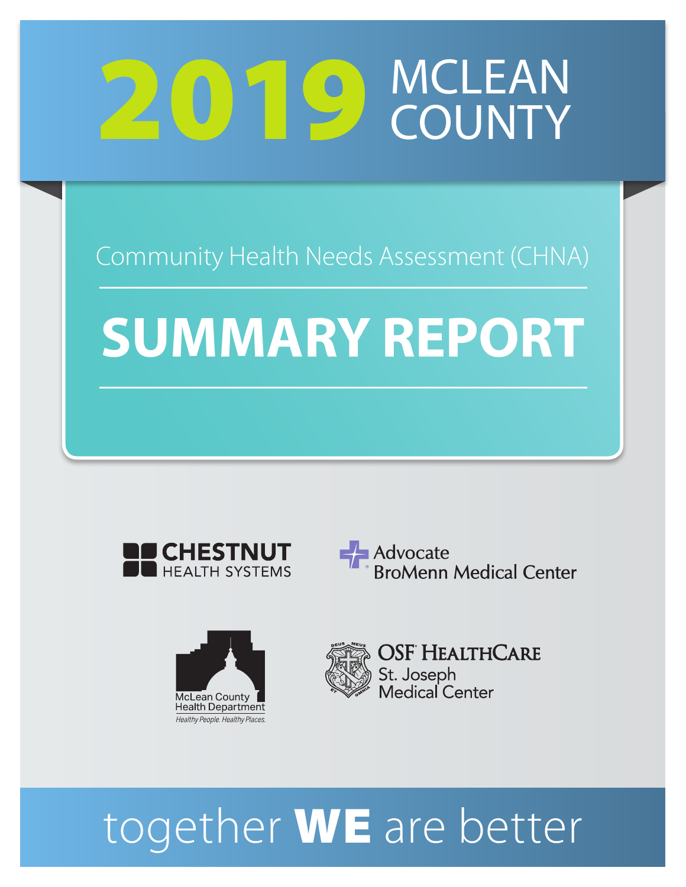# 2019 MCLEAN COUNTY

Community Health Needs Assessment (CHNA)

# SUMMARY REPORT

CHESTNUT HEALTH SYSTEMS

Advocate BroMenn Medical Center

McLean County Health Department

*Healthy People. Healthy Places.*

OSF HEALTHCARE St. Joseph Medical Center

together **WE** are better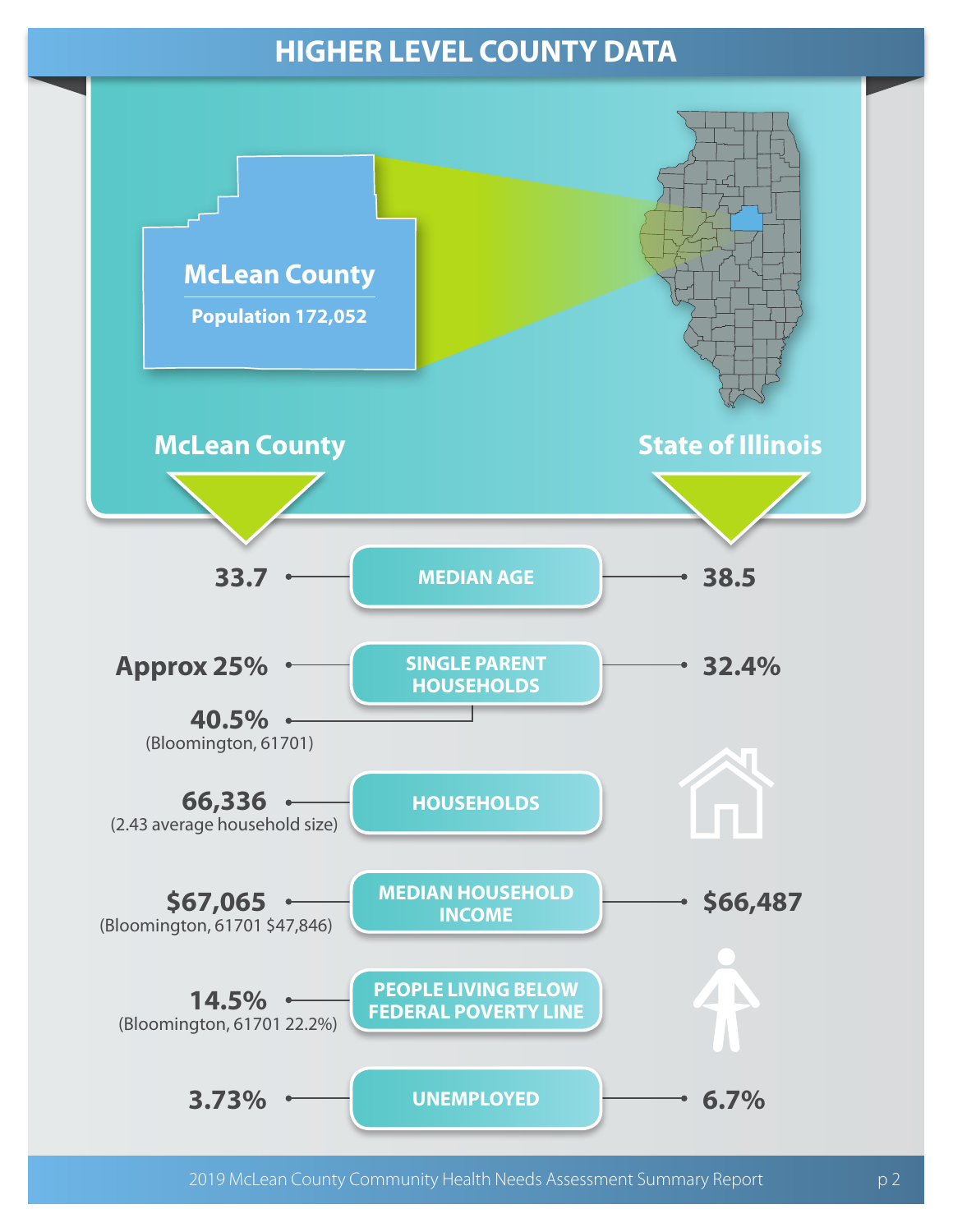# HIGHER LEVEL COUNTY DATA

**McLean County**

**Population 172,052**

| | McLean County | State of Illinois |
|---|---|---|
| **MEDIAN AGE** | 33.7 | 38.5 |
| **SINGLE PARENT HOUSEHOLDS** | Approx 25%<br>40.5% (Bloomington, 61701) | 32.4% |
| **HOUSEHOLDS** | 66,336 (2.43 average household size) | |
| **MEDIAN HOUSEHOLD INCOME** | $67,065 (Bloomington, 61701 $47,846) | $66,487 |
| **PEOPLE LIVING BELOW FEDERAL POVERTY LINE** | 14.5% (Bloomington, 61701 22.2%) | |
| **UNEMPLOYED** | 3.73% | 6.7% |

2019 McLean County Community Health Needs Assessment Summary Report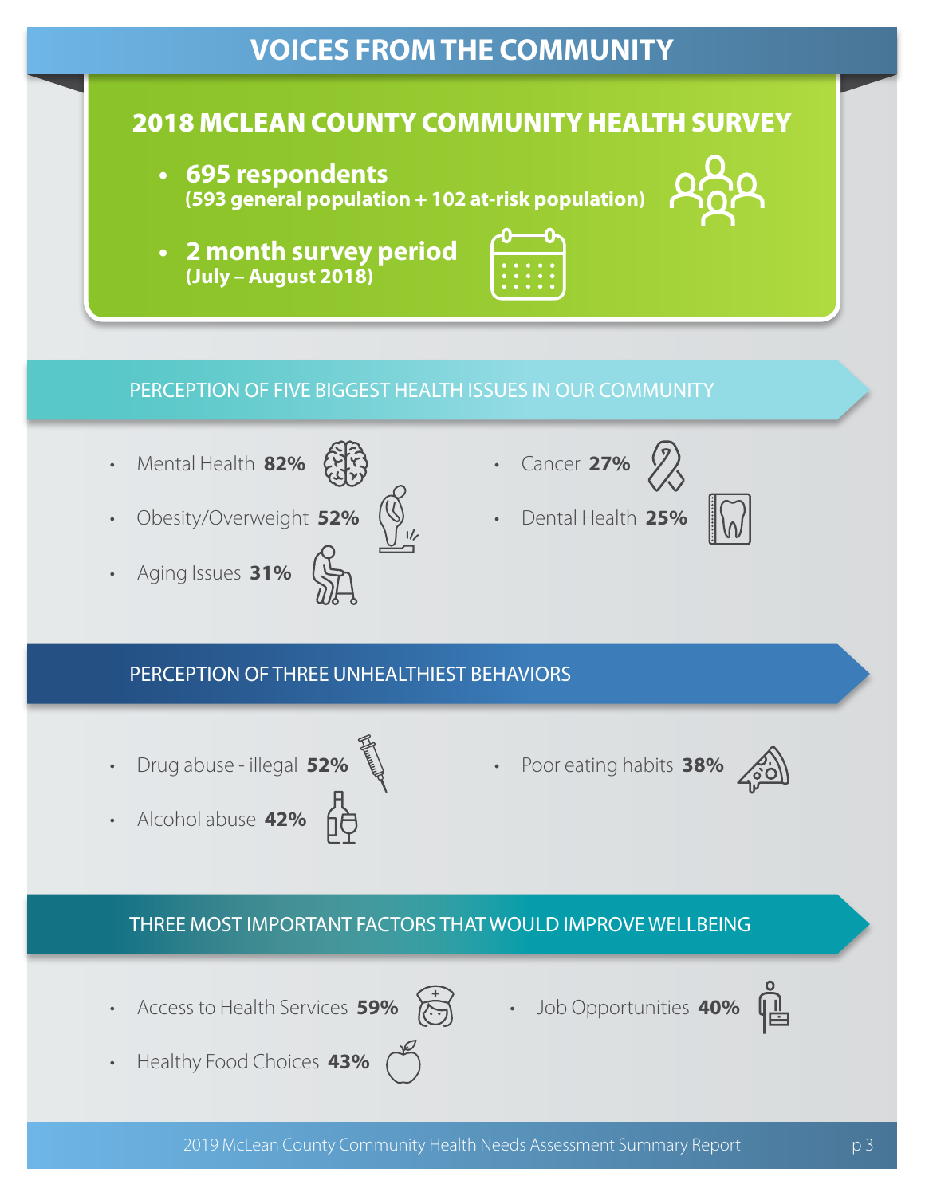# VOICES FROM THE COMMUNITY

## 2018 MCLEAN COUNTY COMMUNITY HEALTH SURVEY

- **695 respondents**
  **(593 general population + 102 at-risk population)**
- **2 month survey period**
  **(July – August 2018)**

## PERCEPTION OF FIVE BIGGEST HEALTH ISSUES IN OUR COMMUNITY

- Mental Health **82%**
- Obesity/Overweight **52%**
- Aging Issues **31%**
- Cancer **27%**
- Dental Health **25%**

## PERCEPTION OF THREE UNHEALTHIEST BEHAVIORS

- Drug abuse - illegal **52%**
- Alcohol abuse **42%**
- Poor eating habits **38%**

## THREE MOST IMPORTANT FACTORS THAT WOULD IMPROVE WELLBEING

- Access to Health Services **59%**
- Healthy Food Choices **43%**
- Job Opportunities **40%**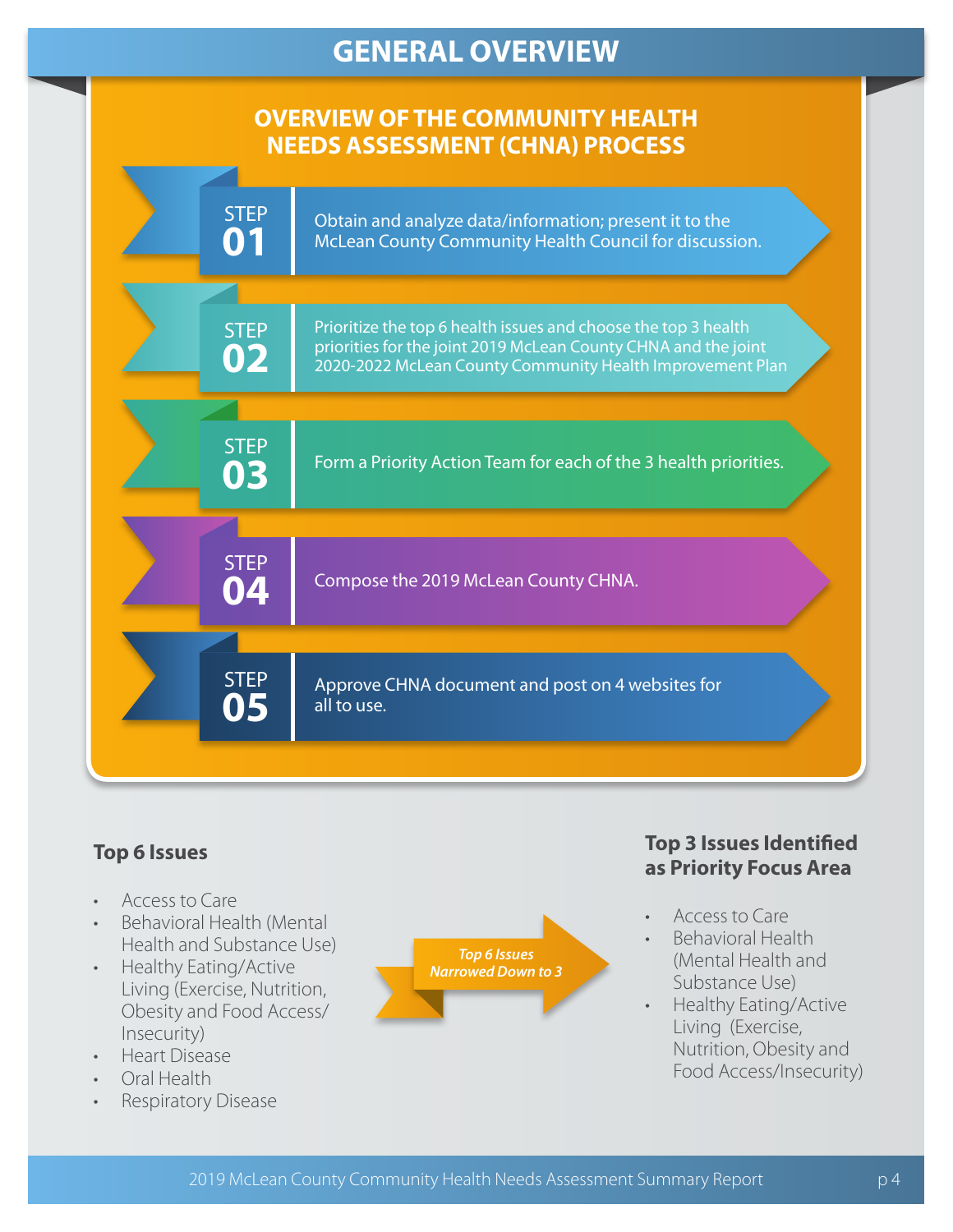# GENERAL OVERVIEW

## OVERVIEW OF THE COMMUNITY HEALTH NEEDS ASSESSMENT (CHNA) PROCESS

**STEP 01** Obtain and analyze data/information; present it to the McLean County Community Health Council for discussion.

**STEP 02** Prioritize the top 6 health issues and choose the top 3 health priorities for the joint 2019 McLean County CHNA and the joint 2020-2022 McLean County Community Health Improvement Plan

**STEP 03** Form a Priority Action Team for each of the 3 health priorities.

**STEP 04** Compose the 2019 McLean County CHNA.

**STEP 05** Approve CHNA document and post on 4 websites for all to use.

### Top 6 Issues

- Access to Care
- Behavioral Health (Mental Health and Substance Use)
- Healthy Eating/Active Living (Exercise, Nutrition, Obesity and Food Access/ Insecurity)
- Heart Disease
- Oral Health
- Respiratory Disease

***Top 6 Issues Narrowed Down to 3***

### Top 3 Issues Identified as Priority Focus Area

- Access to Care
- Behavioral Health (Mental Health and Substance Use)
- Healthy Eating/Active Living (Exercise, Nutrition, Obesity and Food Access/Insecurity)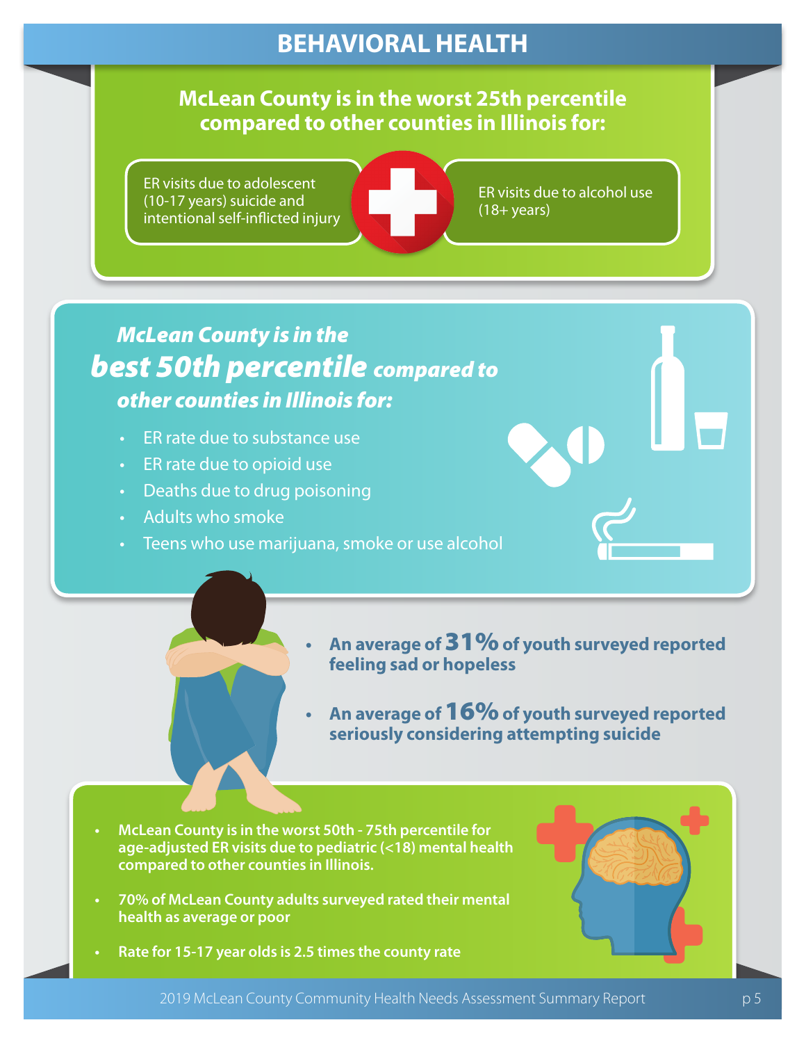# BEHAVIORAL HEALTH

## McLean County is in the worst 25th percentile compared to other counties in Illinois for:

- ER visits due to adolescent (10-17 years) suicide and intentional self-inflicted injury
- ER visits due to alcohol use (18+ years)

## *McLean County is in the best 50th percentile compared to other counties in Illinois for:*

- ER rate due to substance use
- ER rate due to opioid use
- Deaths due to drug poisoning
- Adults who smoke
- Teens who use marijuana, smoke or use alcohol

- **An average of 31% of youth surveyed reported feeling sad or hopeless**
- **An average of 16% of youth surveyed reported seriously considering attempting suicide**

- **McLean County is in the worst 50th - 75th percentile for age-adjusted ER visits due to pediatric (<18) mental health compared to other counties in Illinois.**
- **70% of McLean County adults surveyed rated their mental health as average or poor**
- **Rate for 15-17 year olds is 2.5 times the county rate**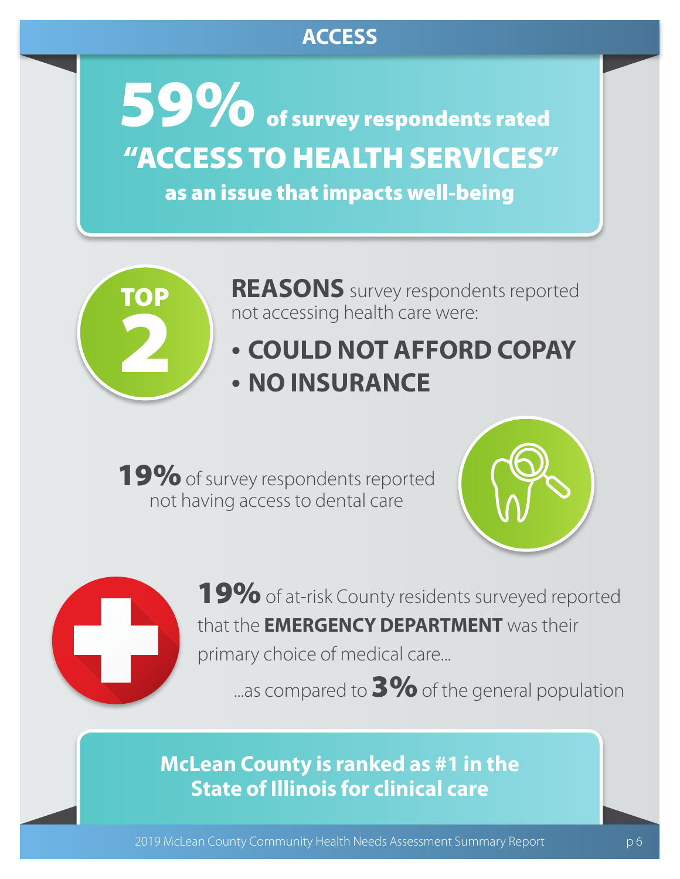# ACCESS

## 59% of survey respondents rated "ACCESS TO HEALTH SERVICES" as an issue that impacts well-being

**TOP 2**

**REASONS** survey respondents reported not accessing health care were:

- **COULD NOT AFFORD COPAY**
- **NO INSURANCE**

**19%** of survey respondents reported not having access to dental care

**19%** of at-risk County residents surveyed reported that the **EMERGENCY DEPARTMENT** was their primary choice of medical care...

...as compared to **3%** of the general population

**McLean County is ranked as #1 in the State of Illinois for clinical care**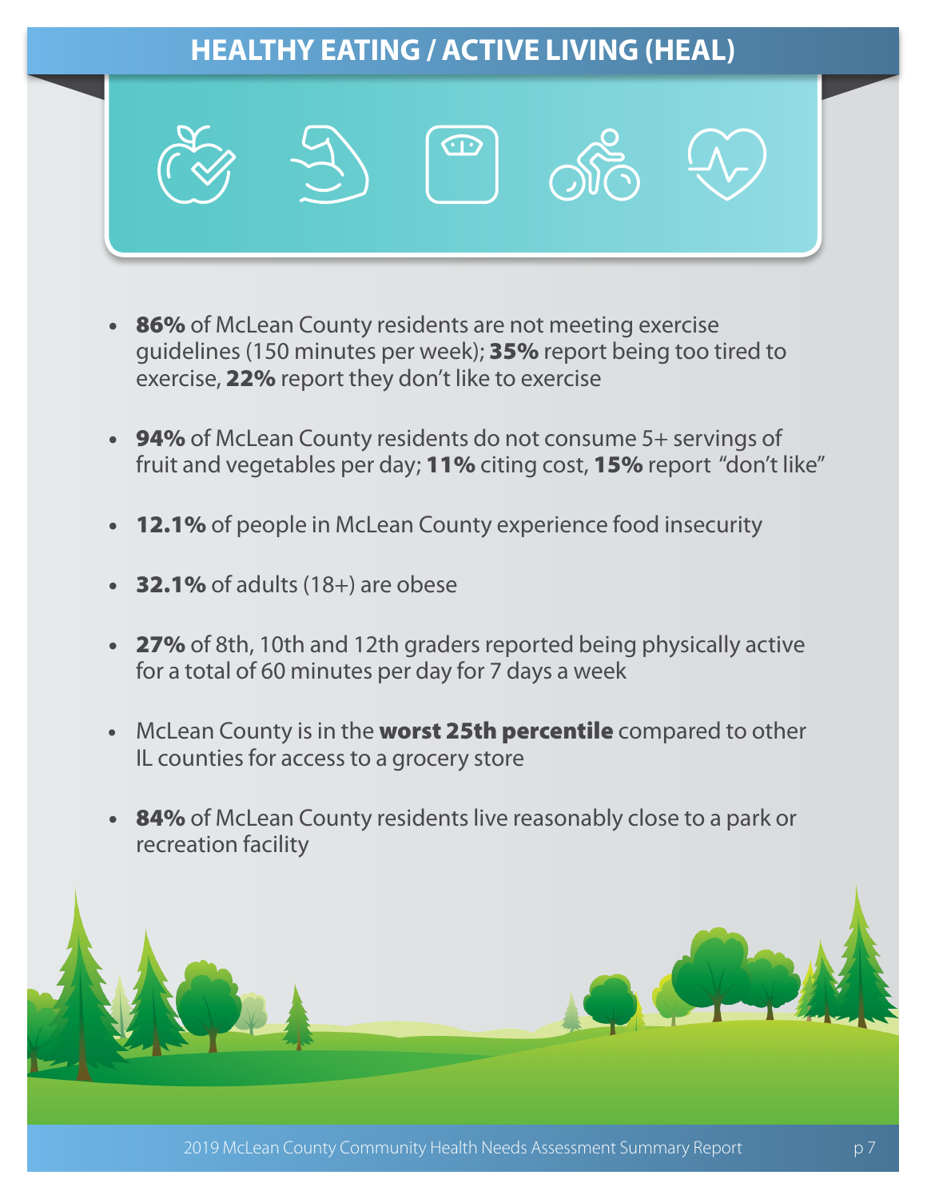# HEALTHY EATING / ACTIVE LIVING (HEAL)

- **86%** of McLean County residents are not meeting exercise guidelines (150 minutes per week); **35%** report being too tired to exercise, **22%** report they don't like to exercise
- **94%** of McLean County residents do not consume 5+ servings of fruit and vegetables per day; **11%** citing cost, **15%** report "don't like"
- **12.1%** of people in McLean County experience food insecurity
- **32.1%** of adults (18+) are obese
- **27%** of 8th, 10th and 12th graders reported being physically active for a total of 60 minutes per day for 7 days a week
- McLean County is in the **worst 25th percentile** compared to other IL counties for access to a grocery store
- **84%** of McLean County residents live reasonably close to a park or recreation facility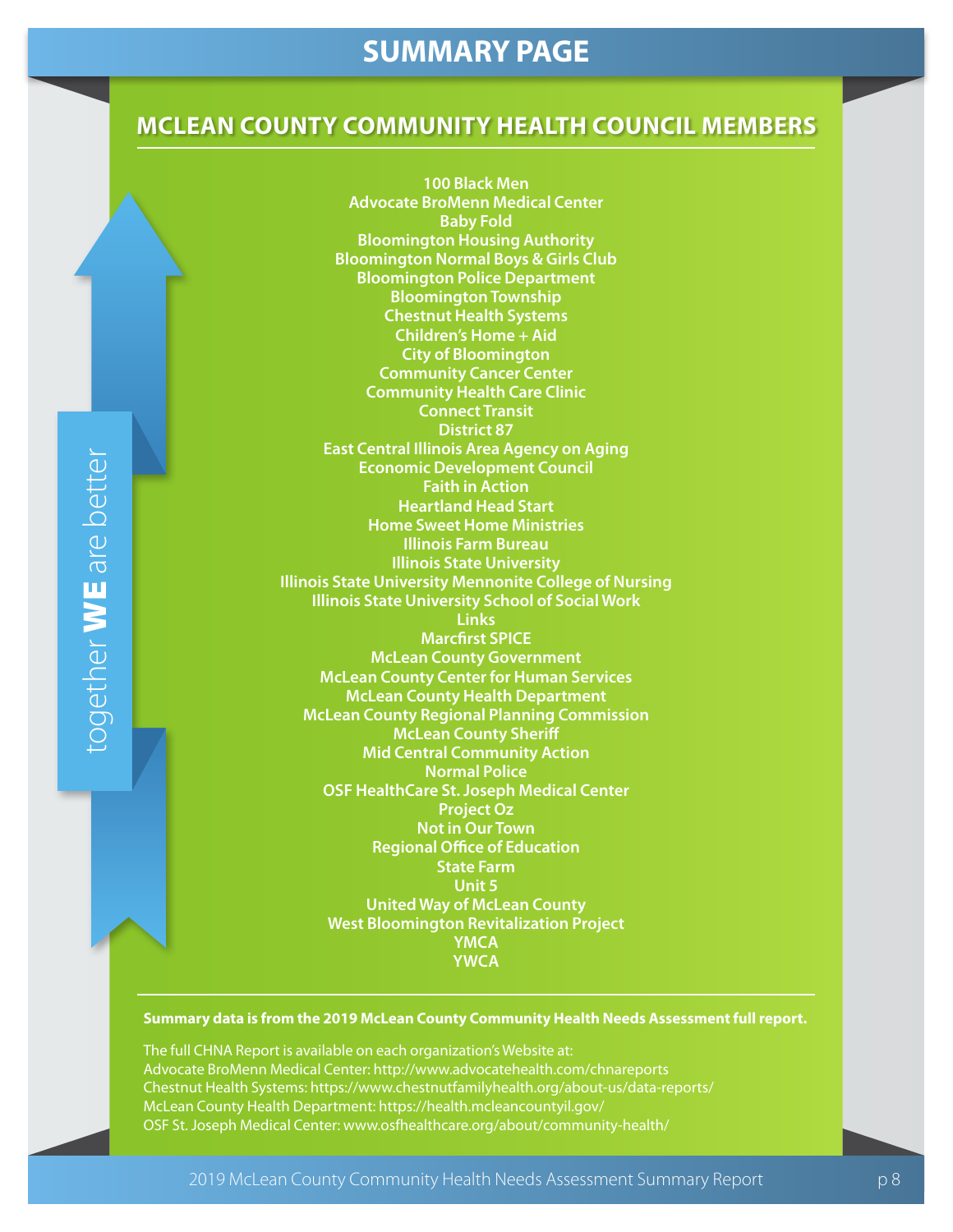# SUMMARY PAGE

## MCLEAN COUNTY COMMUNITY HEALTH COUNCIL MEMBERS

together **WE** are better

**100 Black Men**
**Advocate BroMenn Medical Center**
**Baby Fold**
**Bloomington Housing Authority**
**Bloomington Normal Boys & Girls Club**
**Bloomington Police Department**
**Bloomington Township**
**Chestnut Health Systems**
**Children's Home + Aid**
**City of Bloomington**
**Community Cancer Center**
**Community Health Care Clinic**
**Connect Transit**
**District 87**
**East Central Illinois Area Agency on Aging**
**Economic Development Council**
**Faith in Action**
**Heartland Head Start**
**Home Sweet Home Ministries**
**Illinois Farm Bureau**
**Illinois State University**
**Illinois State University Mennonite College of Nursing**
**Illinois State University School of Social Work**
**Links**
**Marcfirst SPICE**
**McLean County Government**
**McLean County Center for Human Services**
**McLean County Health Department**
**McLean County Regional Planning Commission**
**McLean County Sheriff**
**Mid Central Community Action**
**Normal Police**
**OSF HealthCare St. Joseph Medical Center**
**Project Oz**
**Not in Our Town**
**Regional Office of Education**
**State Farm**
**Unit 5**
**United Way of McLean County**
**West Bloomington Revitalization Project**
**YMCA**
**YWCA**

**Summary data is from the 2019 McLean County Community Health Needs Assessment full report.**

The full CHNA Report is available on each organization's Website at:
Advocate BroMenn Medical Center: http://www.advocatehealth.com/chnareports
Chestnut Health Systems: https://www.chestnutfamilyhealth.org/about-us/data-reports/
McLean County Health Department: https://health.mcleancountyil.gov/
OSF St. Joseph Medical Center: www.osfhealthcare.org/about/community-health/